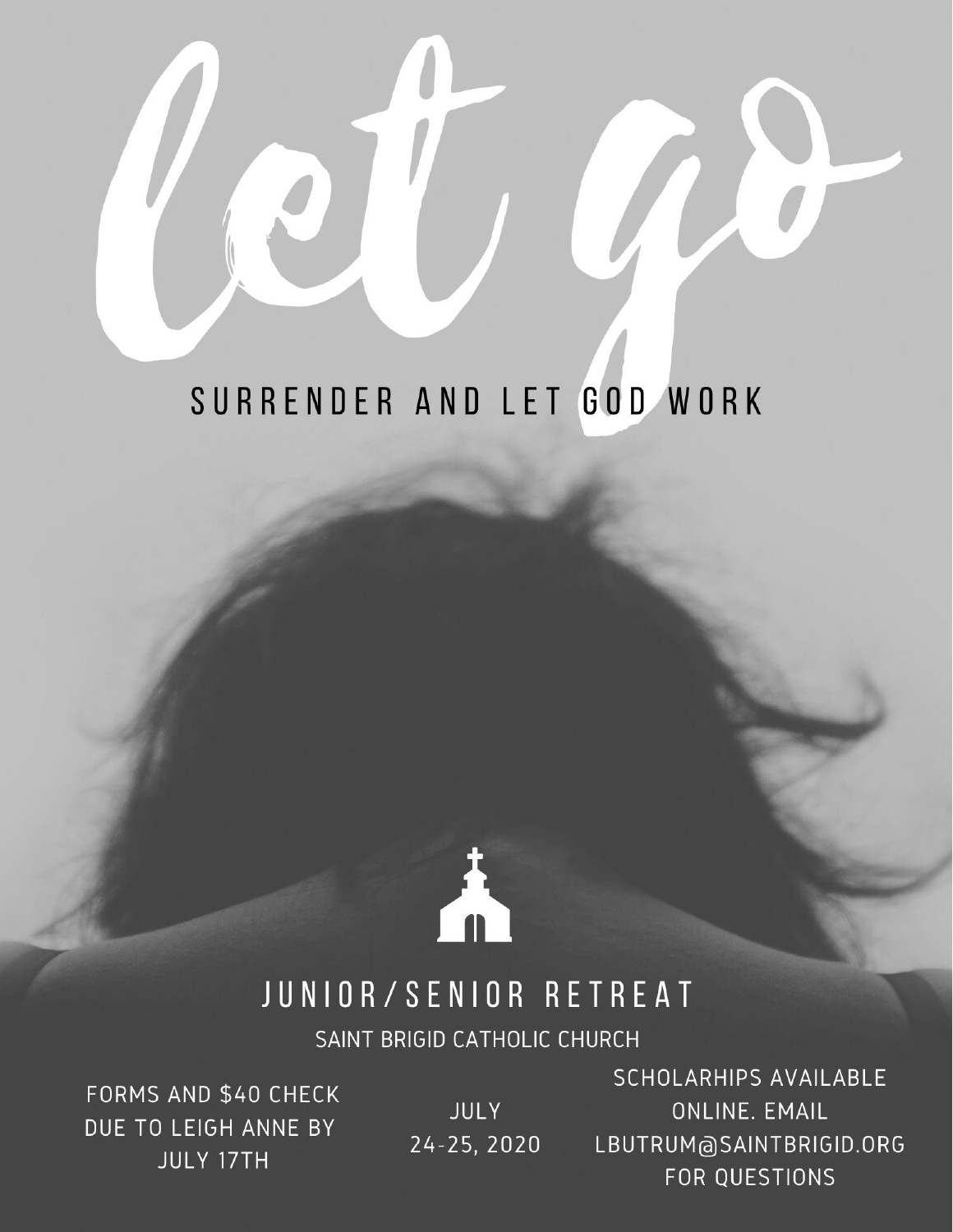# let go

## SURRENDER AND LET GOD WORK

## JUNIOR/SENIOR RETREAT

SAINT BRIGID CATHOLIC CHURCH

FORMS AND $40 CHECK DUE TO LEIGH ANNE BY JULY 17TH

JULY 24-25, 2020

SCHOLARHIPS AVAILABLE ONLINE. EMAIL LBUTRUM@SAINTBRIGID.ORG FOR QUESTIONS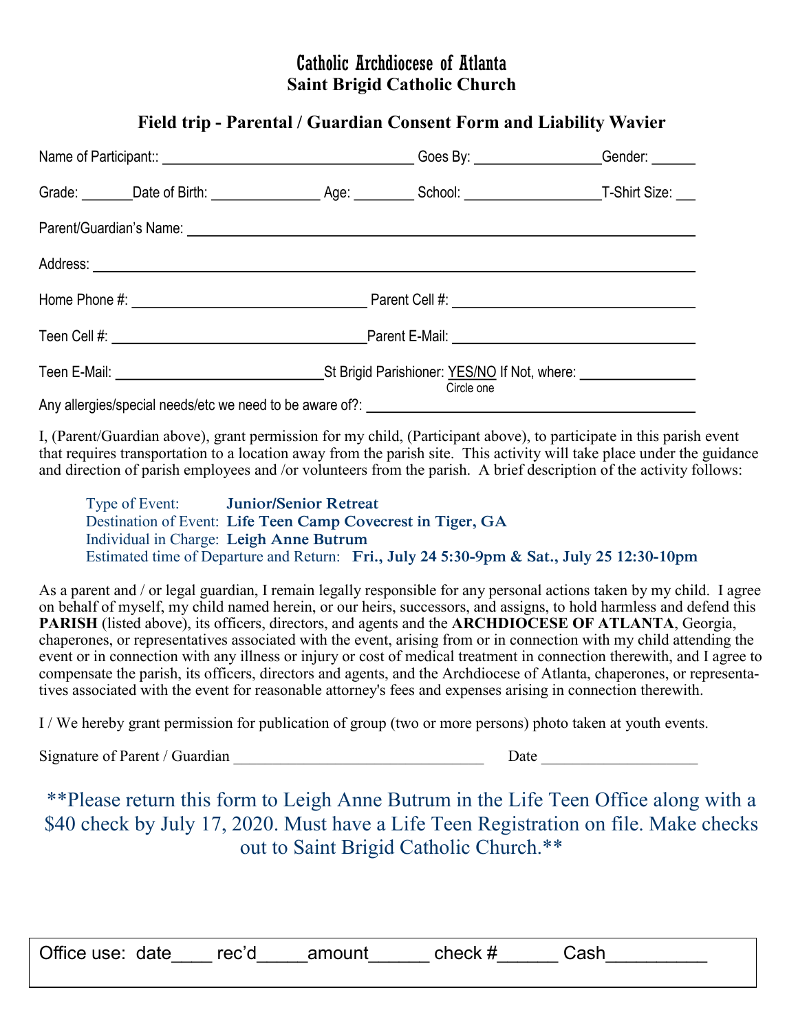# Catholic Archdiocese of Atlanta
## Saint Brigid Catholic Church

### Field trip - Parental / Guardian Consent Form and Liability Wavier

Name of Participant:: ______________________ Goes By: ____________ Gender: ______

Grade: _______ Date of Birth: ____________ Age: ________ School: ______________ T-Shirt Size: ___

Parent/Guardian's Name: ________________________________________________

Address: ________________________________________________

Home Phone #: ______________________ Parent Cell #: ______________________

Teen Cell #: ______________________ Parent E-Mail: ______________________

Teen E-Mail: ____________________ St Brigid Parishioner: YES/NO If Not, where: ____________
Circle one

Any allergies/special needs/etc we need to be aware of?: ______________________________

I, (Parent/Guardian above), grant permission for my child, (Participant above), to participate in this parish event that requires transportation to a location away from the parish site. This activity will take place under the guidance and direction of parish employees and /or volunteers from the parish. A brief description of the activity follows:

Type of Event: **Junior/Senior Retreat**
Destination of Event: **Life Teen Camp Covecrest in Tiger, GA**
Individual in Charge: **Leigh Anne Butrum**
Estimated time of Departure and Return: **Fri., July 24 5:30-9pm & Sat., July 25 12:30-10pm**

As a parent and / or legal guardian, I remain legally responsible for any personal actions taken by my child. I agree on behalf of myself, my child named herein, or our heirs, successors, and assigns, to hold harmless and defend this **PARISH** (listed above), its officers, directors, and agents and the **ARCHDIOCESE OF ATLANTA**, Georgia, chaperones, or representatives associated with the event, arising from or in connection with my child attending the event or in connection with any illness or injury or cost of medical treatment in connection therewith, and I agree to compensate the parish, its officers, directors and agents, and the Archdiocese of Atlanta, chaperones, or representatives associated with the event for reasonable attorney's fees and expenses arising in connection therewith.

I / We hereby grant permission for publication of group (two or more persons) photo taken at youth events.

Signature of Parent / Guardian ______________________________ Date ____________________

**Please return this form to Leigh Anne Butrum in the Life Teen Office along with a $40 check by July 17, 2020. Must have a Life Teen Registration on file. Make checks out to Saint Brigid Catholic Church.**

Office use: date____ rec'd_____amount______ check #______ Cash__________